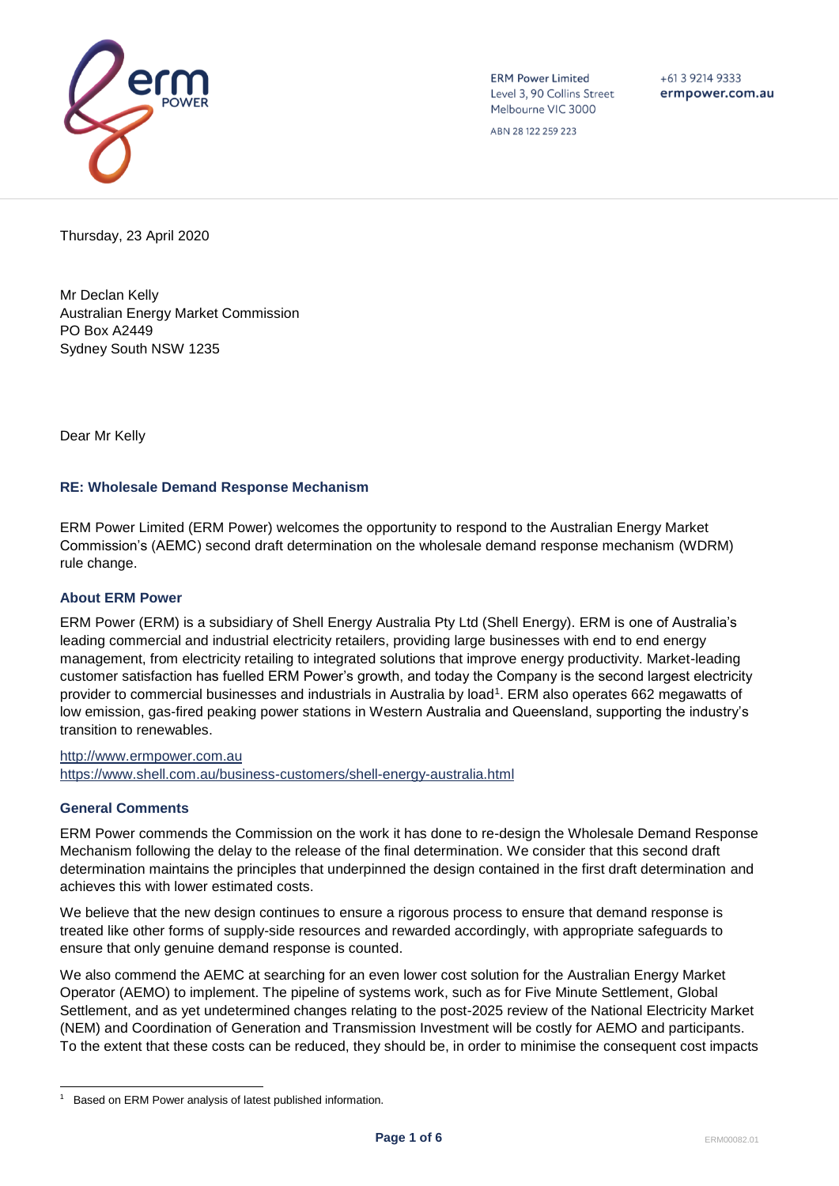ERM Power Limited
Level 3, 90 Collins Street
Melbourne VIC 3000

ABN 28 122 259 223

+61 3 9214 9333
ermpower.com.au

Thursday, 23 April 2020

Mr Declan Kelly
Australian Energy Market Commission
PO Box A2449
Sydney South NSW 1235

Dear Mr Kelly

### RE: Wholesale Demand Response Mechanism

ERM Power Limited (ERM Power) welcomes the opportunity to respond to the Australian Energy Market Commission's (AEMC) second draft determination on the wholesale demand response mechanism (WDRM) rule change.

### About ERM Power

ERM Power (ERM) is a subsidiary of Shell Energy Australia Pty Ltd (Shell Energy). ERM is one of Australia's leading commercial and industrial electricity retailers, providing large businesses with end to end energy management, from electricity retailing to integrated solutions that improve energy productivity. Market-leading customer satisfaction has fuelled ERM Power's growth, and today the Company is the second largest electricity provider to commercial businesses and industrials in Australia by load[1]. ERM also operates 662 megawatts of low emission, gas-fired peaking power stations in Western Australia and Queensland, supporting the industry's transition to renewables.

http://www.ermpower.com.au
https://www.shell.com.au/business-customers/shell-energy-australia.html

### General Comments

ERM Power commends the Commission on the work it has done to re-design the Wholesale Demand Response Mechanism following the delay to the release of the final determination. We consider that this second draft determination maintains the principles that underpinned the design contained in the first draft determination and achieves this with lower estimated costs.

We believe that the new design continues to ensure a rigorous process to ensure that demand response is treated like other forms of supply-side resources and rewarded accordingly, with appropriate safeguards to ensure that only genuine demand response is counted.

We also commend the AEMC at searching for an even lower cost solution for the Australian Energy Market Operator (AEMO) to implement. The pipeline of systems work, such as for Five Minute Settlement, Global Settlement, and as yet undetermined changes relating to the post-2025 review of the National Electricity Market (NEM) and Coordination of Generation and Transmission Investment will be costly for AEMO and participants. To the extent that these costs can be reduced, they should be, in order to minimise the consequent cost impacts

---

[1] Based on ERM Power analysis of latest published information.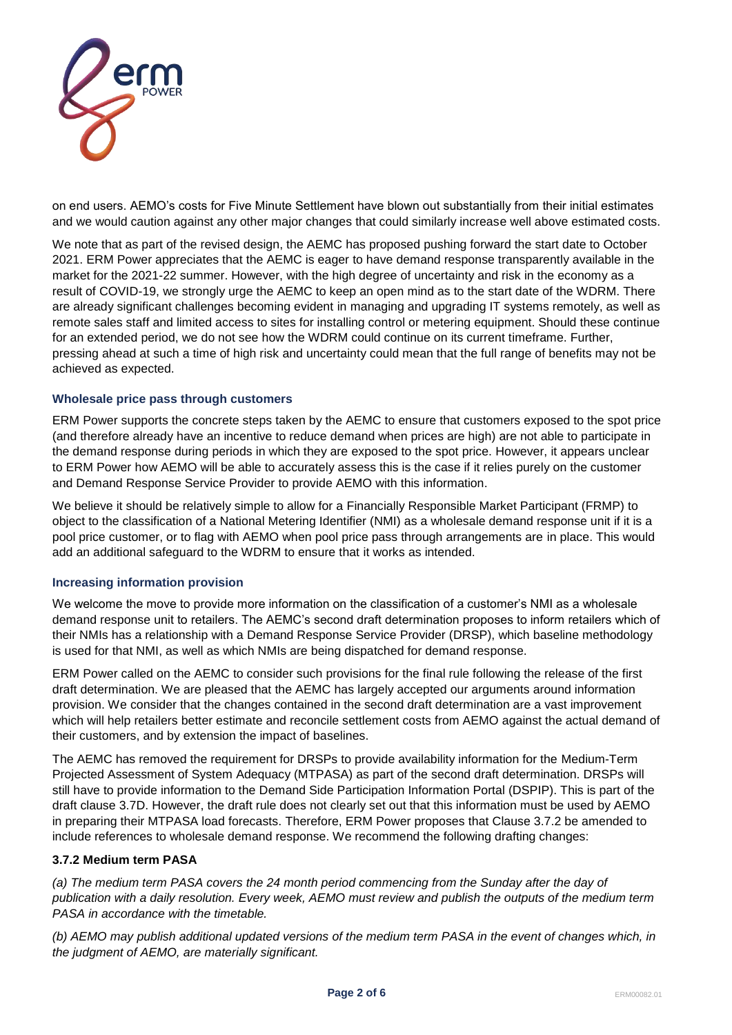on end users. AEMO's costs for Five Minute Settlement have blown out substantially from their initial estimates and we would caution against any other major changes that could similarly increase well above estimated costs.

We note that as part of the revised design, the AEMC has proposed pushing forward the start date to October 2021. ERM Power appreciates that the AEMC is eager to have demand response transparently available in the market for the 2021-22 summer. However, with the high degree of uncertainty and risk in the economy as a result of COVID-19, we strongly urge the AEMC to keep an open mind as to the start date of the WDRM. There are already significant challenges becoming evident in managing and upgrading IT systems remotely, as well as remote sales staff and limited access to sites for installing control or metering equipment. Should these continue for an extended period, we do not see how the WDRM could continue on its current timeframe. Further, pressing ahead at such a time of high risk and uncertainty could mean that the full range of benefits may not be achieved as expected.

### Wholesale price pass through customers

ERM Power supports the concrete steps taken by the AEMC to ensure that customers exposed to the spot price (and therefore already have an incentive to reduce demand when prices are high) are not able to participate in the demand response during periods in which they are exposed to the spot price. However, it appears unclear to ERM Power how AEMO will be able to accurately assess this is the case if it relies purely on the customer and Demand Response Service Provider to provide AEMO with this information.

We believe it should be relatively simple to allow for a Financially Responsible Market Participant (FRMP) to object to the classification of a National Metering Identifier (NMI) as a wholesale demand response unit if it is a pool price customer, or to flag with AEMO when pool price pass through arrangements are in place. This would add an additional safeguard to the WDRM to ensure that it works as intended.

### Increasing information provision

We welcome the move to provide more information on the classification of a customer's NMI as a wholesale demand response unit to retailers. The AEMC's second draft determination proposes to inform retailers which of their NMIs has a relationship with a Demand Response Service Provider (DRSP), which baseline methodology is used for that NMI, as well as which NMIs are being dispatched for demand response.

ERM Power called on the AEMC to consider such provisions for the final rule following the release of the first draft determination. We are pleased that the AEMC has largely accepted our arguments around information provision. We consider that the changes contained in the second draft determination are a vast improvement which will help retailers better estimate and reconcile settlement costs from AEMO against the actual demand of their customers, and by extension the impact of baselines.

The AEMC has removed the requirement for DRSPs to provide availability information for the Medium-Term Projected Assessment of System Adequacy (MTPASA) as part of the second draft determination. DRSPs will still have to provide information to the Demand Side Participation Information Portal (DSPIP). This is part of the draft clause 3.7D. However, the draft rule does not clearly set out that this information must be used by AEMO in preparing their MTPASA load forecasts. Therefore, ERM Power proposes that Clause 3.7.2 be amended to include references to wholesale demand response. We recommend the following drafting changes:

**3.7.2 Medium term PASA**

*(a) The medium term PASA covers the 24 month period commencing from the Sunday after the day of publication with a daily resolution. Every week, AEMO must review and publish the outputs of the medium term PASA in accordance with the timetable.*

*(b) AEMO may publish additional updated versions of the medium term PASA in the event of changes which, in the judgment of AEMO, are materially significant.*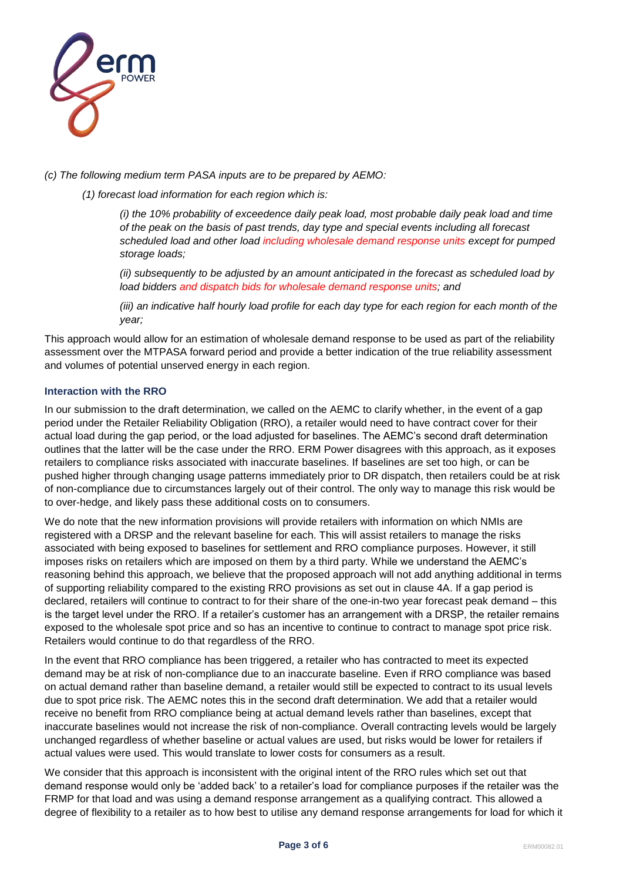*(c) The following medium term PASA inputs are to be prepared by AEMO:*

*(1) forecast load information for each region which is:*

*(i) the 10% probability of exceedence daily peak load, most probable daily peak load and time of the peak on the basis of past trends, day type and special events including all forecast scheduled load and other load including wholesale demand response units except for pumped storage loads;*

*(ii) subsequently to be adjusted by an amount anticipated in the forecast as scheduled load by load bidders and dispatch bids for wholesale demand response units; and*

*(iii) an indicative half hourly load profile for each day type for each region for each month of the year;*

This approach would allow for an estimation of wholesale demand response to be used as part of the reliability assessment over the MTPASA forward period and provide a better indication of the true reliability assessment and volumes of potential unserved energy in each region.

### Interaction with the RRO

In our submission to the draft determination, we called on the AEMC to clarify whether, in the event of a gap period under the Retailer Reliability Obligation (RRO), a retailer would need to have contract cover for their actual load during the gap period, or the load adjusted for baselines. The AEMC's second draft determination outlines that the latter will be the case under the RRO. ERM Power disagrees with this approach, as it exposes retailers to compliance risks associated with inaccurate baselines. If baselines are set too high, or can be pushed higher through changing usage patterns immediately prior to DR dispatch, then retailers could be at risk of non-compliance due to circumstances largely out of their control. The only way to manage this risk would be to over-hedge, and likely pass these additional costs on to consumers.

We do note that the new information provisions will provide retailers with information on which NMIs are registered with a DRSP and the relevant baseline for each. This will assist retailers to manage the risks associated with being exposed to baselines for settlement and RRO compliance purposes. However, it still imposes risks on retailers which are imposed on them by a third party. While we understand the AEMC's reasoning behind this approach, we believe that the proposed approach will not add anything additional in terms of supporting reliability compared to the existing RRO provisions as set out in clause 4A. If a gap period is declared, retailers will continue to contract to for their share of the one-in-two year forecast peak demand – this is the target level under the RRO. If a retailer's customer has an arrangement with a DRSP, the retailer remains exposed to the wholesale spot price and so has an incentive to continue to contract to manage spot price risk. Retailers would continue to do that regardless of the RRO.

In the event that RRO compliance has been triggered, a retailer who has contracted to meet its expected demand may be at risk of non-compliance due to an inaccurate baseline. Even if RRO compliance was based on actual demand rather than baseline demand, a retailer would still be expected to contract to its usual levels due to spot price risk. The AEMC notes this in the second draft determination. We add that a retailer would receive no benefit from RRO compliance being at actual demand levels rather than baselines, except that inaccurate baselines would not increase the risk of non-compliance. Overall contracting levels would be largely unchanged regardless of whether baseline or actual values are used, but risks would be lower for retailers if actual values were used. This would translate to lower costs for consumers as a result.

We consider that this approach is inconsistent with the original intent of the RRO rules which set out that demand response would only be 'added back' to a retailer's load for compliance purposes if the retailer was the FRMP for that load and was using a demand response arrangement as a qualifying contract. This allowed a degree of flexibility to a retailer as to how best to utilise any demand response arrangements for load for which it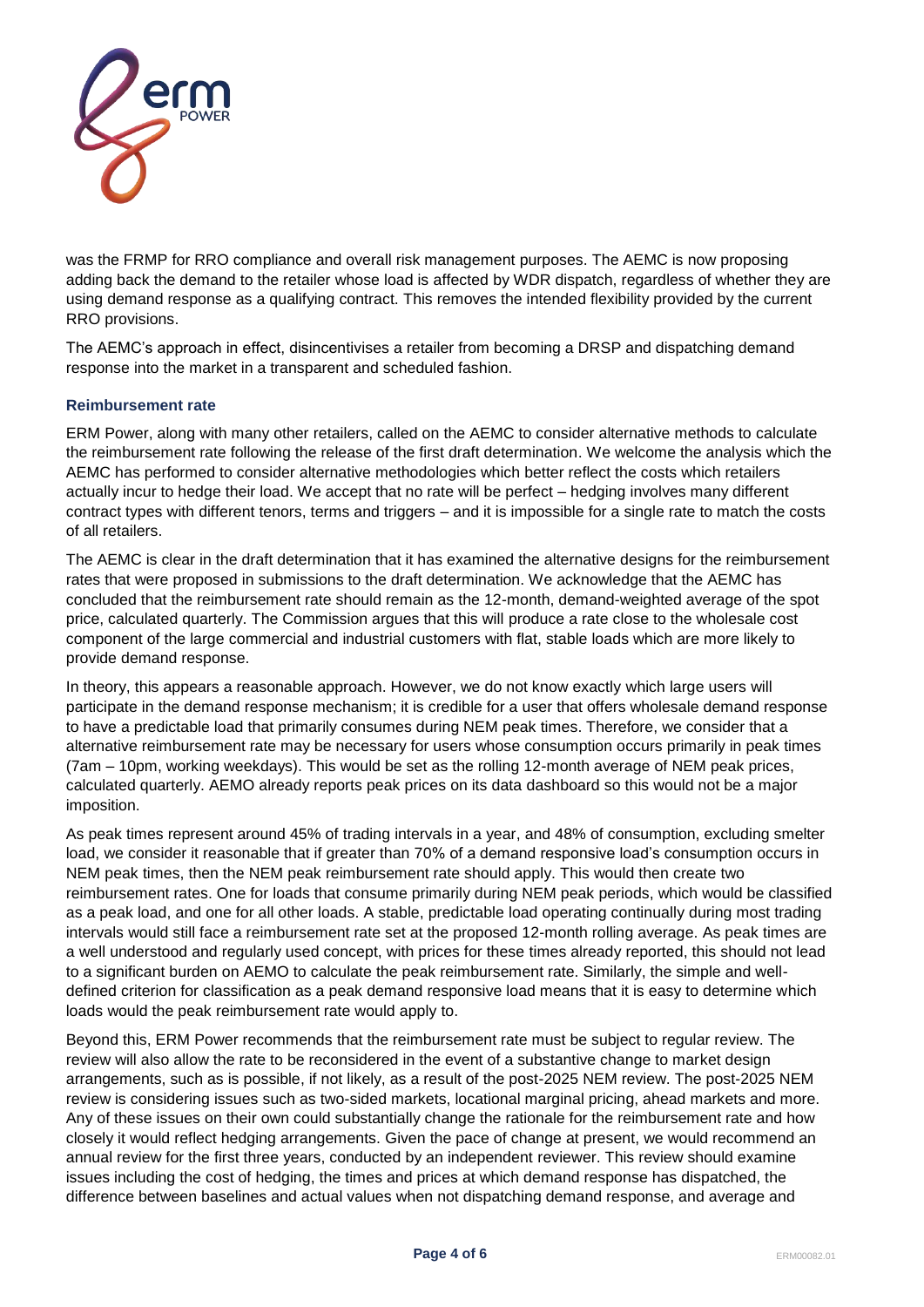was the FRMP for RRO compliance and overall risk management purposes. The AEMC is now proposing adding back the demand to the retailer whose load is affected by WDR dispatch, regardless of whether they are using demand response as a qualifying contract. This removes the intended flexibility provided by the current RRO provisions.

The AEMC's approach in effect, disincentivises a retailer from becoming a DRSP and dispatching demand response into the market in a transparent and scheduled fashion.

### Reimbursement rate

ERM Power, along with many other retailers, called on the AEMC to consider alternative methods to calculate the reimbursement rate following the release of the first draft determination. We welcome the analysis which the AEMC has performed to consider alternative methodologies which better reflect the costs which retailers actually incur to hedge their load. We accept that no rate will be perfect – hedging involves many different contract types with different tenors, terms and triggers – and it is impossible for a single rate to match the costs of all retailers.

The AEMC is clear in the draft determination that it has examined the alternative designs for the reimbursement rates that were proposed in submissions to the draft determination. We acknowledge that the AEMC has concluded that the reimbursement rate should remain as the 12-month, demand-weighted average of the spot price, calculated quarterly. The Commission argues that this will produce a rate close to the wholesale cost component of the large commercial and industrial customers with flat, stable loads which are more likely to provide demand response.

In theory, this appears a reasonable approach. However, we do not know exactly which large users will participate in the demand response mechanism; it is credible for a user that offers wholesale demand response to have a predictable load that primarily consumes during NEM peak times. Therefore, we consider that a alternative reimbursement rate may be necessary for users whose consumption occurs primarily in peak times (7am – 10pm, working weekdays). This would be set as the rolling 12-month average of NEM peak prices, calculated quarterly. AEMO already reports peak prices on its data dashboard so this would not be a major imposition.

As peak times represent around 45% of trading intervals in a year, and 48% of consumption, excluding smelter load, we consider it reasonable that if greater than 70% of a demand responsive load's consumption occurs in NEM peak times, then the NEM peak reimbursement rate should apply. This would then create two reimbursement rates. One for loads that consume primarily during NEM peak periods, which would be classified as a peak load, and one for all other loads. A stable, predictable load operating continually during most trading intervals would still face a reimbursement rate set at the proposed 12-month rolling average. As peak times are a well understood and regularly used concept, with prices for these times already reported, this should not lead to a significant burden on AEMO to calculate the peak reimbursement rate. Similarly, the simple and well-defined criterion for classification as a peak demand responsive load means that it is easy to determine which loads would the peak reimbursement rate would apply to.

Beyond this, ERM Power recommends that the reimbursement rate must be subject to regular review. The review will also allow the rate to be reconsidered in the event of a substantive change to market design arrangements, such as is possible, if not likely, as a result of the post-2025 NEM review. The post-2025 NEM review is considering issues such as two-sided markets, locational marginal pricing, ahead markets and more. Any of these issues on their own could substantially change the rationale for the reimbursement rate and how closely it would reflect hedging arrangements. Given the pace of change at present, we would recommend an annual review for the first three years, conducted by an independent reviewer. This review should examine issues including the cost of hedging, the times and prices at which demand response has dispatched, the difference between baselines and actual values when not dispatching demand response, and average and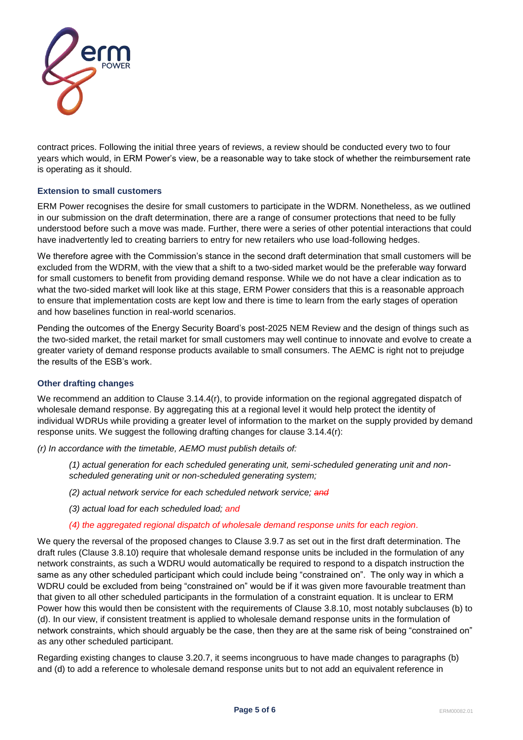contract prices. Following the initial three years of reviews, a review should be conducted every two to four years which would, in ERM Power's view, be a reasonable way to take stock of whether the reimbursement rate is operating as it should.

### Extension to small customers

ERM Power recognises the desire for small customers to participate in the WDRM. Nonetheless, as we outlined in our submission on the draft determination, there are a range of consumer protections that need to be fully understood before such a move was made. Further, there were a series of other potential interactions that could have inadvertently led to creating barriers to entry for new retailers who use load-following hedges.

We therefore agree with the Commission's stance in the second draft determination that small customers will be excluded from the WDRM, with the view that a shift to a two-sided market would be the preferable way forward for small customers to benefit from providing demand response. While we do not have a clear indication as to what the two-sided market will look like at this stage, ERM Power considers that this is a reasonable approach to ensure that implementation costs are kept low and there is time to learn from the early stages of operation and how baselines function in real-world scenarios.

Pending the outcomes of the Energy Security Board's post-2025 NEM Review and the design of things such as the two-sided market, the retail market for small customers may well continue to innovate and evolve to create a greater variety of demand response products available to small consumers. The AEMC is right not to prejudge the results of the ESB's work.

### Other drafting changes

We recommend an addition to Clause 3.14.4(r), to provide information on the regional aggregated dispatch of wholesale demand response. By aggregating this at a regional level it would help protect the identity of individual WDRUs while providing a greater level of information to the market on the supply provided by demand response units. We suggest the following drafting changes for clause 3.14.4(r):

*(r) In accordance with the timetable, AEMO must publish details of:*

> *(1) actual generation for each scheduled generating unit, semi-scheduled generating unit and non-scheduled generating unit or non-scheduled generating system;*
>
> *(2) actual network service for each scheduled network service;* ~~*and*~~
>
> *(3) actual load for each scheduled load; and*
>
> *(4) the aggregated regional dispatch of wholesale demand response units for each region.*

We query the reversal of the proposed changes to Clause 3.9.7 as set out in the first draft determination. The draft rules (Clause 3.8.10) require that wholesale demand response units be included in the formulation of any network constraints, as such a WDRU would automatically be required to respond to a dispatch instruction the same as any other scheduled participant which could include being "constrained on". The only way in which a WDRU could be excluded from being "constrained on" would be if it was given more favourable treatment than that given to all other scheduled participants in the formulation of a constraint equation. It is unclear to ERM Power how this would then be consistent with the requirements of Clause 3.8.10, most notably subclauses (b) to (d). In our view, if consistent treatment is applied to wholesale demand response units in the formulation of network constraints, which should arguably be the case, then they are at the same risk of being "constrained on" as any other scheduled participant.

Regarding existing changes to clause 3.20.7, it seems incongruous to have made changes to paragraphs (b) and (d) to add a reference to wholesale demand response units but to not add an equivalent reference in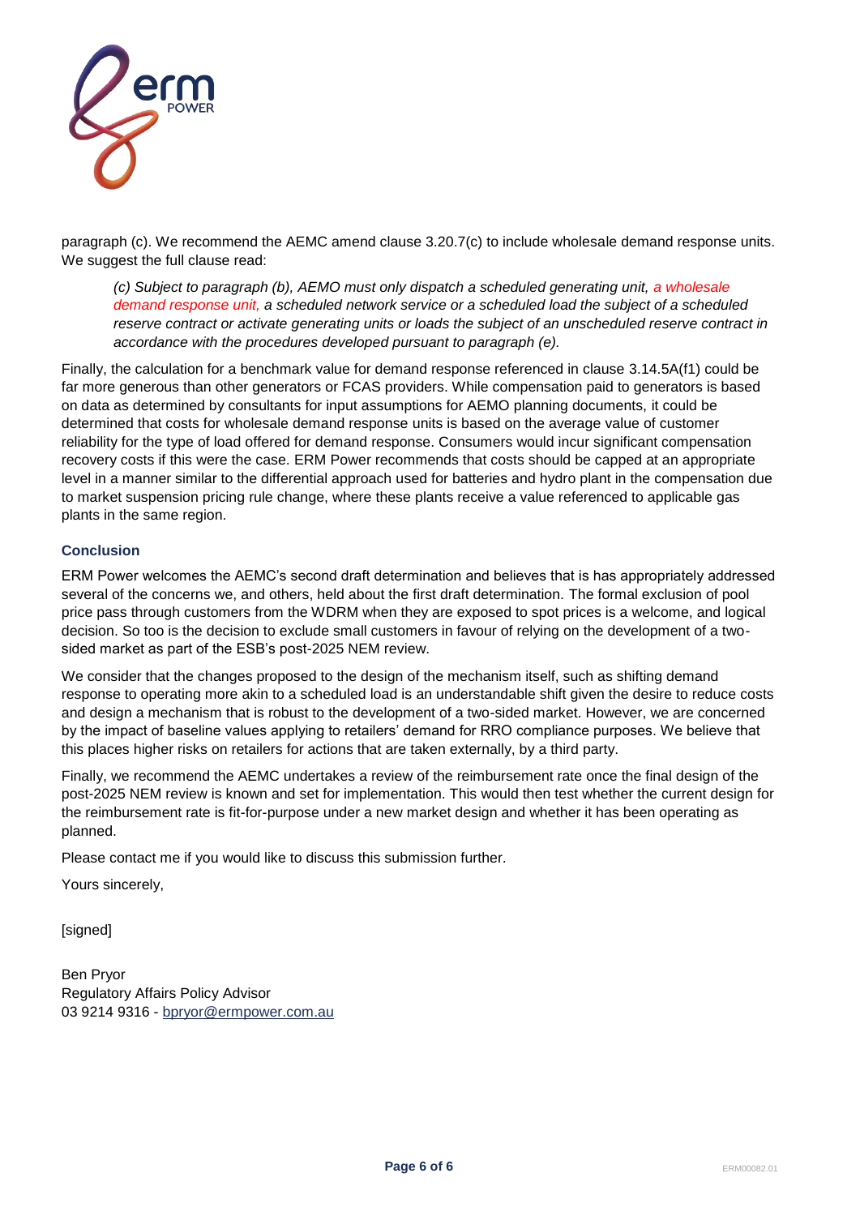paragraph (c). We recommend the AEMC amend clause 3.20.7(c) to include wholesale demand response units. We suggest the full clause read:

> *(c) Subject to paragraph (b), AEMO must only dispatch a scheduled generating unit, a wholesale demand response unit, a scheduled network service or a scheduled load the subject of a scheduled reserve contract or activate generating units or loads the subject of an unscheduled reserve contract in accordance with the procedures developed pursuant to paragraph (e).*

Finally, the calculation for a benchmark value for demand response referenced in clause 3.14.5A(f1) could be far more generous than other generators or FCAS providers. While compensation paid to generators is based on data as determined by consultants for input assumptions for AEMO planning documents, it could be determined that costs for wholesale demand response units is based on the average value of customer reliability for the type of load offered for demand response. Consumers would incur significant compensation recovery costs if this were the case. ERM Power recommends that costs should be capped at an appropriate level in a manner similar to the differential approach used for batteries and hydro plant in the compensation due to market suspension pricing rule change, where these plants receive a value referenced to applicable gas plants in the same region.

### Conclusion

ERM Power welcomes the AEMC's second draft determination and believes that is has appropriately addressed several of the concerns we, and others, held about the first draft determination. The formal exclusion of pool price pass through customers from the WDRM when they are exposed to spot prices is a welcome, and logical decision. So too is the decision to exclude small customers in favour of relying on the development of a two-sided market as part of the ESB's post-2025 NEM review.

We consider that the changes proposed to the design of the mechanism itself, such as shifting demand response to operating more akin to a scheduled load is an understandable shift given the desire to reduce costs and design a mechanism that is robust to the development of a two-sided market. However, we are concerned by the impact of baseline values applying to retailers' demand for RRO compliance purposes. We believe that this places higher risks on retailers for actions that are taken externally, by a third party.

Finally, we recommend the AEMC undertakes a review of the reimbursement rate once the final design of the post-2025 NEM review is known and set for implementation. This would then test whether the current design for the reimbursement rate is fit-for-purpose under a new market design and whether it has been operating as planned.

Please contact me if you would like to discuss this submission further.

Yours sincerely,

[signed]

Ben Pryor
Regulatory Affairs Policy Advisor
03 9214 9316 - bpryor@ermpower.com.au